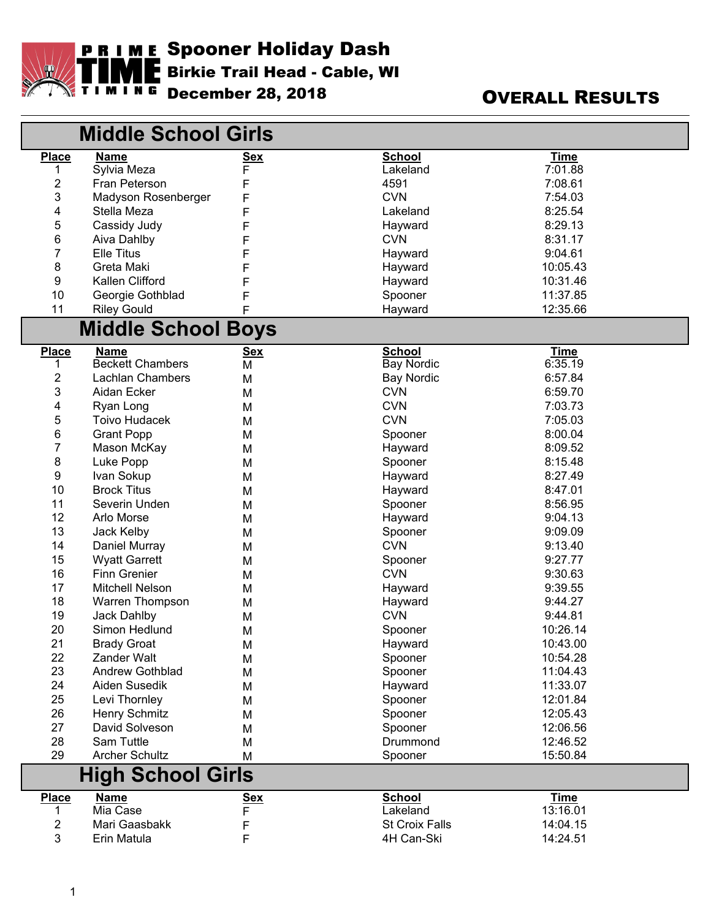# Spooner Holiday Dash

## Birkie Trail Head - Cable, WI

## December 28, 2018

## OVERALL RESULTS

## Middle School Girls

| Place | Name | Sex | School | Time |
|---|---|---|---|---|
| 1 | Sylvia Meza | F | Lakeland | 7:01.88 |
| 2 | Fran Peterson | F | 4591 | 7:08.61 |
| 3 | Madyson Rosenberger | F | CVN | 7:54.03 |
| 4 | Stella Meza | F | Lakeland | 8:25.54 |
| 5 | Cassidy Judy | F | Hayward | 8:29.13 |
| 6 | Aiva Dahlby | F | CVN | 8:31.17 |
| 7 | Elle Titus | F | Hayward | 9:04.61 |
| 8 | Greta Maki | F | Hayward | 10:05.43 |
| 9 | Kallen Clifford | F | Hayward | 10:31.46 |
| 10 | Georgie Gothblad | F | Spooner | 11:37.85 |
| 11 | Riley Gould | F | Hayward | 12:35.66 |

## Middle School Boys

| Place | Name | Sex | School | Time |
|---|---|---|---|---|
| 1 | Beckett Chambers | M | Bay Nordic | 6:35.19 |
| 2 | Lachlan Chambers | M | Bay Nordic | 6:57.84 |
| 3 | Aidan Ecker | M | CVN | 6:59.70 |
| 4 | Ryan Long | M | CVN | 7:03.73 |
| 5 | Toivo Hudacek | M | CVN | 7:05.03 |
| 6 | Grant Popp | M | Spooner | 8:00.04 |
| 7 | Mason McKay | M | Hayward | 8:09.52 |
| 8 | Luke Popp | M | Spooner | 8:15.48 |
| 9 | Ivan Sokup | M | Hayward | 8:27.49 |
| 10 | Brock Titus | M | Hayward | 8:47.01 |
| 11 | Severin Unden | M | Spooner | 8:56.95 |
| 12 | Arlo Morse | M | Hayward | 9:04.13 |
| 13 | Jack Kelby | M | Spooner | 9:09.09 |
| 14 | Daniel Murray | M | CVN | 9:13.40 |
| 15 | Wyatt Garrett | M | Spooner | 9:27.77 |
| 16 | Finn Grenier | M | CVN | 9:30.63 |
| 17 | Mitchell Nelson | M | Hayward | 9:39.55 |
| 18 | Warren Thompson | M | Hayward | 9:44.27 |
| 19 | Jack Dahlby | M | CVN | 9:44.81 |
| 20 | Simon Hedlund | M | Spooner | 10:26.14 |
| 21 | Brady Groat | M | Hayward | 10:43.00 |
| 22 | Zander Walt | M | Spooner | 10:54.28 |
| 23 | Andrew Gothblad | M | Spooner | 11:04.43 |
| 24 | Aiden Susedik | M | Hayward | 11:33.07 |
| 25 | Levi Thornley | M | Spooner | 12:01.84 |
| 26 | Henry Schmitz | M | Spooner | 12:05.43 |
| 27 | David Solveson | M | Spooner | 12:06.56 |
| 28 | Sam Tuttle | M | Drummond | 12:46.52 |
| 29 | Archer Schultz | M | Spooner | 15:50.84 |

## High School Girls

| Place | Name | Sex | School | Time |
|---|---|---|---|---|
| 1 | Mia Case | F | Lakeland | 13:16.01 |
| 2 | Mari Gaasbakk | F | St Croix Falls | 14:04.15 |
| 3 | Erin Matula | F | 4H Can-Ski | 14:24.51 |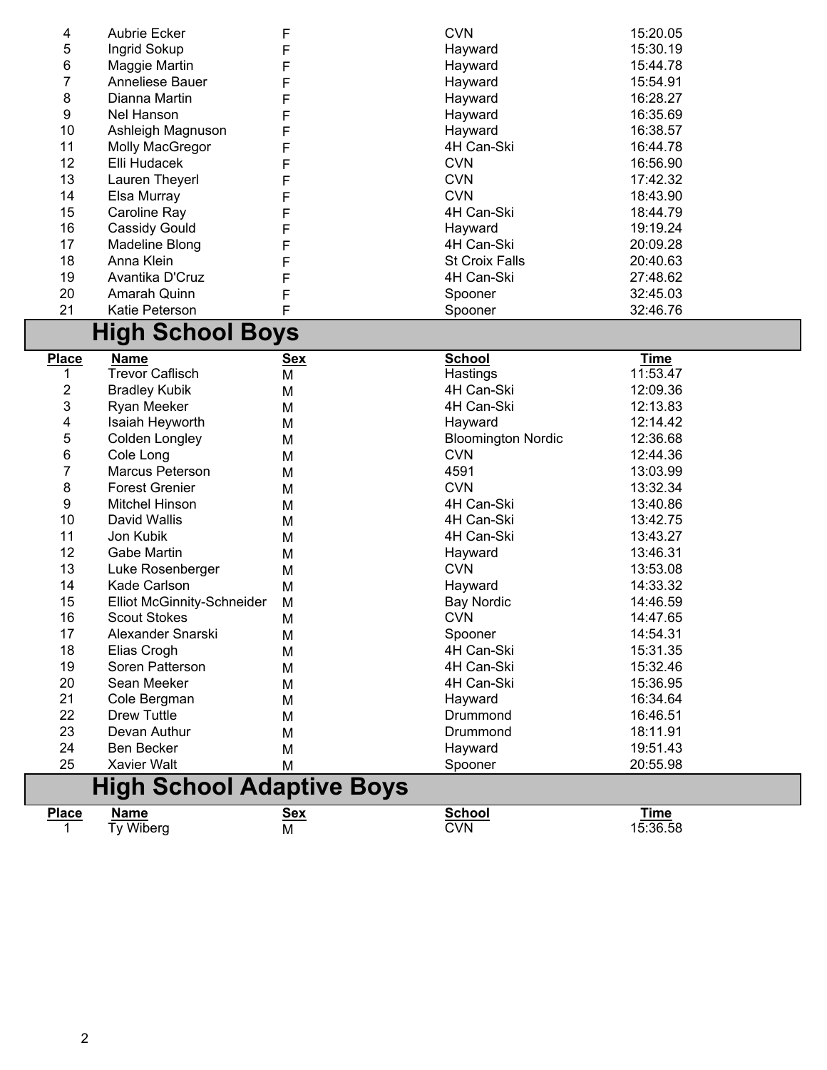| | | | | |
|---|---|---|---|---|
| 4 | Aubrie Ecker | F | CVN | 15:20.05 |
| 5 | Ingrid Sokup | F | Hayward | 15:30.19 |
| 6 | Maggie Martin | F | Hayward | 15:44.78 |
| 7 | Anneliese Bauer | F | Hayward | 15:54.91 |
| 8 | Dianna Martin | F | Hayward | 16:28.27 |
| 9 | Nel Hanson | F | Hayward | 16:35.69 |
| 10 | Ashleigh Magnuson | F | Hayward | 16:38.57 |
| 11 | Molly MacGregor | F | 4H Can-Ski | 16:44.78 |
| 12 | Elli Hudacek | F | CVN | 16:56.90 |
| 13 | Lauren Theyerl | F | CVN | 17:42.32 |
| 14 | Elsa Murray | F | CVN | 18:43.90 |
| 15 | Caroline Ray | F | 4H Can-Ski | 18:44.79 |
| 16 | Cassidy Gould | F | Hayward | 19:19.24 |
| 17 | Madeline Blong | F | 4H Can-Ski | 20:09.28 |
| 18 | Anna Klein | F | St Croix Falls | 20:40.63 |
| 19 | Avantika D'Cruz | F | 4H Can-Ski | 27:48.62 |
| 20 | Amarah Quinn | F | Spooner | 32:45.03 |
| 21 | Katie Peterson | F | Spooner | 32:46.76 |

## High School Boys

| Place | Name | Sex | School | Time |
|---|---|---|---|---|
| 1 | Trevor Caflisch | M | Hastings | 11:53.47 |
| 2 | Bradley Kubik | M | 4H Can-Ski | 12:09.36 |
| 3 | Ryan Meeker | M | 4H Can-Ski | 12:13.83 |
| 4 | Isaiah Heyworth | M | Hayward | 12:14.42 |
| 5 | Colden Longley | M | Bloomington Nordic | 12:36.68 |
| 6 | Cole Long | M | CVN | 12:44.36 |
| 7 | Marcus Peterson | M | 4591 | 13:03.99 |
| 8 | Forest Grenier | M | CVN | 13:32.34 |
| 9 | Mitchel Hinson | M | 4H Can-Ski | 13:40.86 |
| 10 | David Wallis | M | 4H Can-Ski | 13:42.75 |
| 11 | Jon Kubik | M | 4H Can-Ski | 13:43.27 |
| 12 | Gabe Martin | M | Hayward | 13:46.31 |
| 13 | Luke Rosenberger | M | CVN | 13:53.08 |
| 14 | Kade Carlson | M | Hayward | 14:33.32 |
| 15 | Elliot McGinnity-Schneider | M | Bay Nordic | 14:46.59 |
| 16 | Scout Stokes | M | CVN | 14:47.65 |
| 17 | Alexander Snarski | M | Spooner | 14:54.31 |
| 18 | Elias Crogh | M | 4H Can-Ski | 15:31.35 |
| 19 | Soren Patterson | M | 4H Can-Ski | 15:32.46 |
| 20 | Sean Meeker | M | 4H Can-Ski | 15:36.95 |
| 21 | Cole Bergman | M | Hayward | 16:34.64 |
| 22 | Drew Tuttle | M | Drummond | 16:46.51 |
| 23 | Devan Authur | M | Drummond | 18:11.91 |
| 24 | Ben Becker | M | Hayward | 19:51.43 |
| 25 | Xavier Walt | M | Spooner | 20:55.98 |

## High School Adaptive Boys

| Place | Name | Sex | School | Time |
|---|---|---|---|---|
| 1 | Ty Wiberg | M | CVN | 15:36.58 |